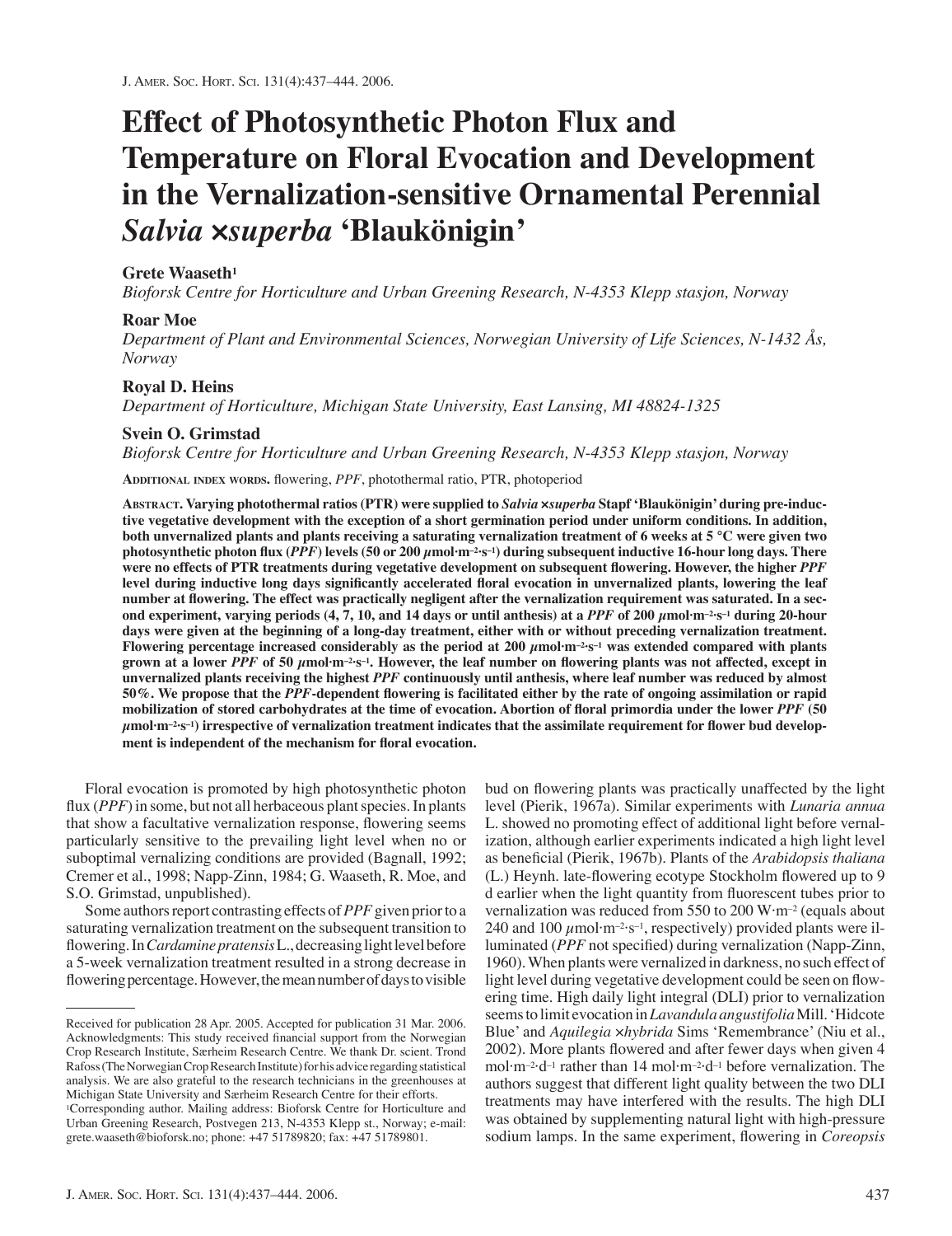# Effect of Photosynthetic Photon Flux and Temperature on Floral Evocation and Development in the Vernalization-sensitive Ornamental Perennial *Salvia ×superba* 'Blaukönigin'

**Grete Waaseth**[1]

*Bioforsk Centre for Horticulture and Urban Greening Research, N-4353 Klepp stasjon, Norway*

**Roar Moe**

*Department of Plant and Environmental Sciences, Norwegian University of Life Sciences, N-1432 Ås, Norway*

**Royal D. Heins**

*Department of Horticulture, Michigan State University, East Lansing, MI 48824-1325*

**Svein O. Grimstad**

*Bioforsk Centre for Horticulture and Urban Greening Research, N-4353 Klepp stasjon, Norway*

Additional index words. flowering, *PPF*, photothermal ratio, PTR, photoperiod

**Abstract. Varying photothermal ratios (PTR) were supplied to *Salvia ×superba* Stapf 'Blaukönigin' during pre-inductive vegetative development with the exception of a short germination period under uniform conditions. In addition, both unvernalized plants and plants receiving a saturating vernalization treatment of 6 weeks at 5 °C were given two photosynthetic photon flux (*PPF*) levels (50 or 200 μmol·m⁻²·s⁻¹) during subsequent inductive 16-hour long days. There were no effects of PTR treatments during vegetative development on subsequent flowering. However, the higher *PPF* level during inductive long days significantly accelerated floral evocation in unvernalized plants, lowering the leaf number at flowering. The effect was practically negligent after the vernalization requirement was saturated. In a second experiment, varying periods (4, 7, 10, and 14 days or until anthesis) at a *PPF* of 200 μmol·m⁻²·s⁻¹ during 20-hour days were given at the beginning of a long-day treatment, either with or without preceding vernalization treatment. Flowering percentage increased considerably as the period at 200 μmol·m⁻²·s⁻¹ was extended compared with plants grown at a lower *PPF* of 50 μmol·m⁻²·s⁻¹. However, the leaf number on flowering plants was not affected, except in unvernalized plants receiving the highest *PPF* continuously until anthesis, where leaf number was reduced by almost 50%. We propose that the *PPF*-dependent flowering is facilitated either by the rate of ongoing assimilation or rapid mobilization of stored carbohydrates at the time of evocation. Abortion of floral primordia under the lower *PPF* (50 μmol·m⁻²·s⁻¹) irrespective of vernalization treatment indicates that the assimilate requirement for flower bud development is independent of the mechanism for floral evocation.**

Floral evocation is promoted by high photosynthetic photon flux (*PPF*) in some, but not all herbaceous plant species. In plants that show a facultative vernalization response, flowering seems particularly sensitive to the prevailing light level when no or suboptimal vernalizing conditions are provided (Bagnall, 1992; Cremer et al., 1998; Napp-Zinn, 1984; G. Waaseth, R. Moe, and S.O. Grimstad, unpublished).

Some authors report contrasting effects of *PPF* given prior to a saturating vernalization treatment on the subsequent transition to flowering. In *Cardamine pratensis* L., decreasing light level before a 5-week vernalization treatment resulted in a strong decrease in flowering percentage. However, the mean number of days to visible bud on flowering plants was practically unaffected by the light level (Pierik, 1967a). Similar experiments with *Lunaria annua* L. showed no promoting effect of additional light before vernalization, although earlier experiments indicated a high light level as beneficial (Pierik, 1967b). Plants of the *Arabidopsis thaliana* (L.) Heynh. late-flowering ecotype Stockholm flowered up to 9 d earlier when the light quantity from fluorescent tubes prior to vernalization was reduced from 550 to 200 W·m⁻² (equals about 240 and 100 μmol·m⁻²·s⁻¹, respectively) provided plants were illuminated (*PPF* not specified) during vernalization (Napp-Zinn, 1960). When plants were vernalized in darkness, no such effect of light level during vegetative development could be seen on flowering time. High daily light integral (DLI) prior to vernalization seems to limit evocation in *Lavandula angustifolia* Mill. 'Hidcote Blue' and *Aquilegia ×hybrida* Sims 'Remembrance' (Niu et al., 2002). More plants flowered and after fewer days when given 4 mol·m⁻²·d⁻¹ rather than 14 mol·m⁻²·d⁻¹ before vernalization. The authors suggest that different light quality between the two DLI treatments may have interfered with the results. The high DLI was obtained by supplementing natural light with high-pressure sodium lamps. In the same experiment, flowering in *Coreopsis*

---

Received for publication 28 Apr. 2005. Accepted for publication 31 Mar. 2006. Acknowledgments: This study received financial support from the Norwegian Crop Research Institute, Særheim Research Centre. We thank Dr. scient. Trond Rafoss (The Norwegian Crop Research Institute) for his advice regarding statistical analysis. We are also grateful to the research technicians in the greenhouses at Michigan State University and Særheim Research Centre for their efforts.

[1]Corresponding author. Mailing address: Bioforsk Centre for Horticulture and Urban Greening Research, Postvegen 213, N-4353 Klepp st., Norway; e-mail: grete.waaseth@bioforsk.no; phone: +47 51789820; fax: +47 51789801.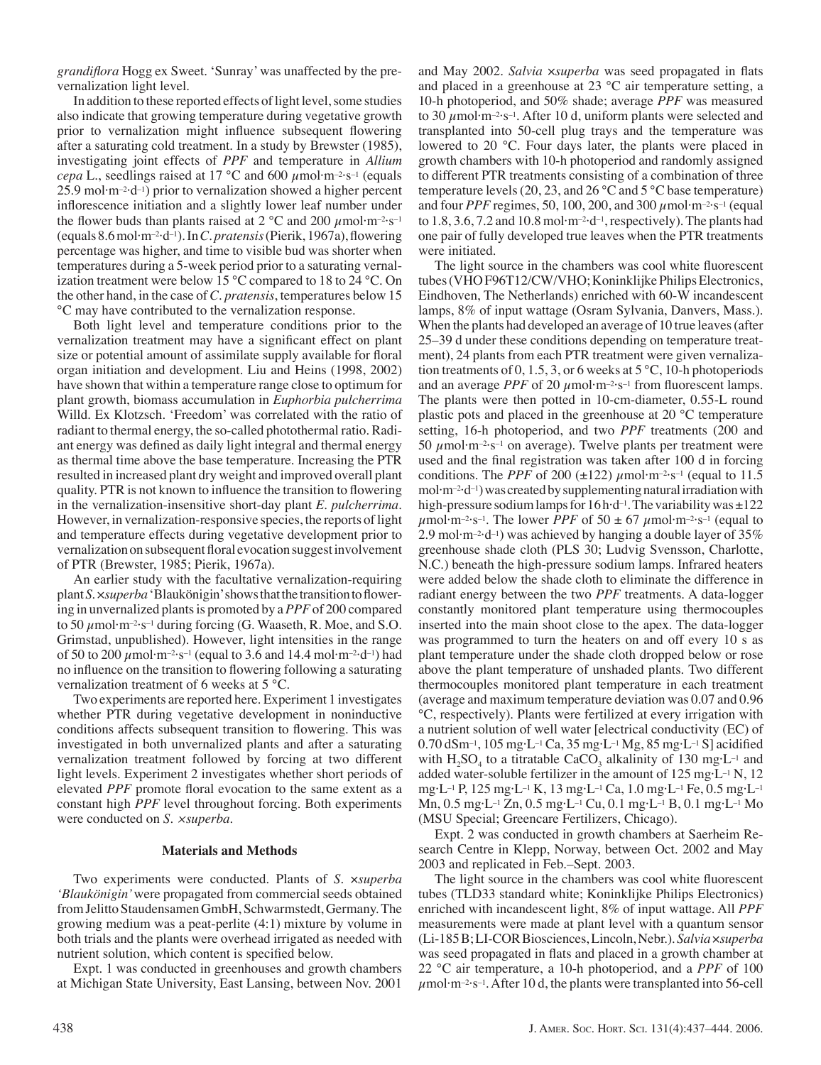*grandiflora* Hogg ex Sweet. 'Sunray' was unaffected by the prevernalization light level.

In addition to these reported effects of light level, some studies also indicate that growing temperature during vegetative growth prior to vernalization might influence subsequent flowering after a saturating cold treatment. In a study by Brewster (1985), investigating joint effects of *PPF* and temperature in *Allium cepa* L., seedlings raised at 17 °C and 600 $\mu$mol·m$^{-2}$·s$^{-1}$ (equals 25.9 mol·m$^{-2}$·d$^{-1}$) prior to vernalization showed a higher percent inflorescence initiation and a slightly lower leaf number under the flower buds than plants raised at 2 °C and 200 $\mu$mol·m$^{-2}$·s$^{-1}$ (equals 8.6 mol·m$^{-2}$·d$^{-1}$). In *C. pratensis* (Pierik, 1967a), flowering percentage was higher, and time to visible bud was shorter when temperatures during a 5-week period prior to a saturating vernalization treatment were below 15 °C compared to 18 to 24 °C. On the other hand, in the case of *C. pratensis*, temperatures below 15 °C may have contributed to the vernalization response.

Both light level and temperature conditions prior to the vernalization treatment may have a significant effect on plant size or potential amount of assimilate supply available for floral organ initiation and development. Liu and Heins (1998, 2002) have shown that within a temperature range close to optimum for plant growth, biomass accumulation in *Euphorbia pulcherrima* Willd. Ex Klotzsch. 'Freedom' was correlated with the ratio of radiant to thermal energy, the so-called photothermal ratio. Radiant energy was defined as daily light integral and thermal energy as thermal time above the base temperature. Increasing the PTR resulted in increased plant dry weight and improved overall plant quality. PTR is not known to influence the transition to flowering in the vernalization-insensitive short-day plant *E. pulcherrima*. However, in vernalization-responsive species, the reports of light and temperature effects during vegetative development prior to vernalization on subsequent floral evocation suggest involvement of PTR (Brewster, 1985; Pierik, 1967a).

An earlier study with the facultative vernalization-requiring plant *S.* ×*superba* 'Blaukönigin' shows that the transition to flowering in unvernalized plants is promoted by a *PPF* of 200 compared to 50 $\mu$mol·m$^{-2}$·s$^{-1}$ during forcing (G. Waaseth, R. Moe, and S.O. Grimstad, unpublished). However, light intensities in the range of 50 to 200 $\mu$mol·m$^{-2}$·s$^{-1}$ (equal to 3.6 and 14.4 mol·m$^{-2}$·d$^{-1}$) had no influence on the transition to flowering following a saturating vernalization treatment of 6 weeks at 5 °C.

Two experiments are reported here. Experiment 1 investigates whether PTR during vegetative development in noninductive conditions affects subsequent transition to flowering. This was investigated in both unvernalized plants and after a saturating vernalization treatment followed by forcing at two different light levels. Experiment 2 investigates whether short periods of elevated *PPF* promote floral evocation to the same extent as a constant high *PPF* level throughout forcing. Both experiments were conducted on *S.* ×*superba*.

## Materials and Methods

Two experiments were conducted. Plants of *S.* ×*superba 'Blaukönigin'* were propagated from commercial seeds obtained from Jelitto Staudensamen GmbH, Schwarmstedt, Germany. The growing medium was a peat-perlite (4:1) mixture by volume in both trials and the plants were overhead irrigated as needed with nutrient solution, which content is specified below.

Expt. 1 was conducted in greenhouses and growth chambers at Michigan State University, East Lansing, between Nov. 2001 and May 2002. *Salvia* ×*superba* was seed propagated in flats and placed in a greenhouse at 23 °C air temperature setting, a 10-h photoperiod, and 50% shade; average *PPF* was measured to 30 $\mu$mol·m$^{-2}$·s$^{-1}$. After 10 d, uniform plants were selected and transplanted into 50-cell plug trays and the temperature was lowered to 20 °C. Four days later, the plants were placed in growth chambers with 10-h photoperiod and randomly assigned to different PTR treatments consisting of a combination of three temperature levels (20, 23, and 26 °C and 5 °C base temperature) and four *PPF* regimes, 50, 100, 200, and 300 $\mu$mol·m$^{-2}$·s$^{-1}$ (equal to 1.8, 3.6, 7.2 and 10.8 mol·m$^{-2}$·d$^{-1}$, respectively). The plants had one pair of fully developed true leaves when the PTR treatments were initiated.

The light source in the chambers was cool white fluorescent tubes (VHO F96T12/CW/VHO; Koninklijke Philips Electronics, Eindhoven, The Netherlands) enriched with 60-W incandescent lamps, 8% of input wattage (Osram Sylvania, Danvers, Mass.). When the plants had developed an average of 10 true leaves (after 25–39 d under these conditions depending on temperature treatment), 24 plants from each PTR treatment were given vernalization treatments of 0, 1.5, 3, or 6 weeks at 5 °C, 10-h photoperiods and an average *PPF* of 20 $\mu$mol·m$^{-2}$·s$^{-1}$ from fluorescent lamps. The plants were then potted in 10-cm-diameter, 0.55-L round plastic pots and placed in the greenhouse at 20 °C temperature setting, 16-h photoperiod, and two *PPF* treatments (200 and 50 $\mu$mol·m$^{-2}$·s$^{-1}$ on average). Twelve plants per treatment were used and the final registration was taken after 100 d in forcing conditions. The *PPF* of 200 (±122) $\mu$mol·m$^{-2}$·s$^{-1}$ (equal to 11.5 mol·m$^{-2}$·d$^{-1}$) was created by supplementing natural irradiation with high-pressure sodium lamps for 16 h·d$^{-1}$. The variability was ±122 $\mu$mol·m$^{-2}$·s$^{-1}$. The lower *PPF* of 50 ± 67 $\mu$mol·m$^{-2}$·s$^{-1}$ (equal to 2.9 mol·m$^{-2}$·d$^{-1}$) was achieved by hanging a double layer of 35% greenhouse shade cloth (PLS 30; Ludvig Svensson, Charlotte, N.C.) beneath the high-pressure sodium lamps. Infrared heaters were added below the shade cloth to eliminate the difference in radiant energy between the two *PPF* treatments. A data-logger constantly monitored plant temperature using thermocouples inserted into the main shoot close to the apex. The data-logger was programmed to turn the heaters on and off every 10 s as plant temperature under the shade cloth dropped below or rose above the plant temperature of unshaded plants. Two different thermocouples monitored plant temperature in each treatment (average and maximum temperature deviation was 0.07 and 0.96 °C, respectively). Plants were fertilized at every irrigation with a nutrient solution of well water [electrical conductivity (EC) of 0.70 dSm$^{-1}$, 105 mg·L$^{-1}$ Ca, 35 mg·L$^{-1}$ Mg, 85 mg·L$^{-1}$ S] acidified with $H_2SO_4$ to a titratable $CaCO_3$ alkalinity of 130 mg·L$^{-1}$ and added water-soluble fertilizer in the amount of 125 mg·L$^{-1}$ N, 12 mg·L$^{-1}$ P, 125 mg·L$^{-1}$ K, 13 mg·L$^{-1}$ Ca, 1.0 mg·L$^{-1}$ Fe, 0.5 mg·L$^{-1}$ Mn, 0.5 mg·L$^{-1}$ Zn, 0.5 mg·L$^{-1}$ Cu, 0.1 mg·L$^{-1}$ B, 0.1 mg·L$^{-1}$ Mo (MSU Special; Greencare Fertilizers, Chicago).

Expt. 2 was conducted in growth chambers at Saerheim Research Centre in Klepp, Norway, between Oct. 2002 and May 2003 and replicated in Feb.–Sept. 2003.

The light source in the chambers was cool white fluorescent tubes (TLD33 standard white; Koninklijke Philips Electronics) enriched with incandescent light, 8% of input wattage. All *PPF* measurements were made at plant level with a quantum sensor (Li-185 B; LI-COR Biosciences, Lincoln, Nebr.). *Salvia* ×*superba* was seed propagated in flats and placed in a growth chamber at 22 °C air temperature, a 10-h photoperiod, and a *PPF* of 100 $\mu$mol·m$^{-2}$·s$^{-1}$. After 10 d, the plants were transplanted into 56-cell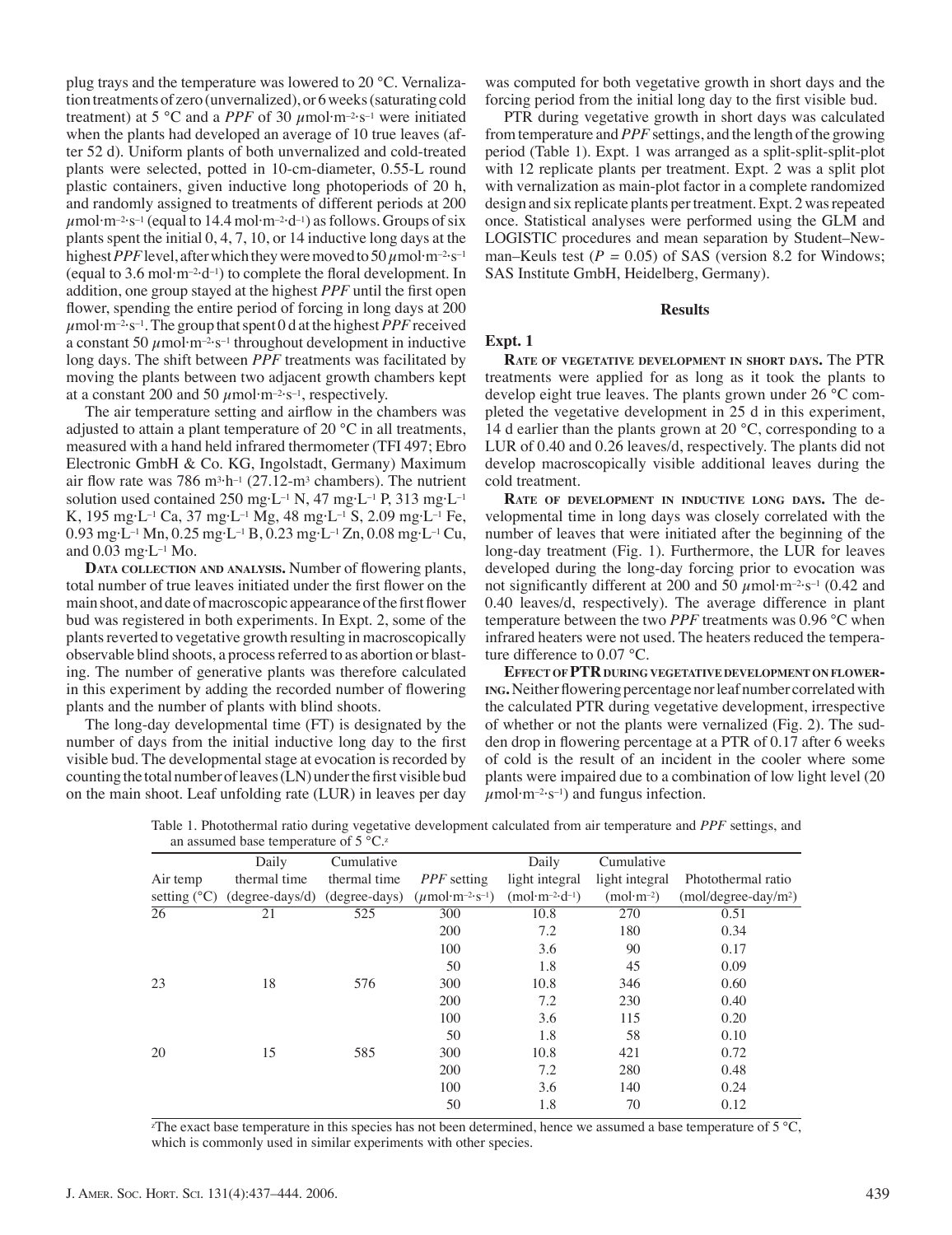plug trays and the temperature was lowered to 20 °C. Vernalization treatments of zero (unvernalized), or 6 weeks (saturating cold treatment) at 5 °C and a *PPF* of 30 $\mu$mol·m$^{-2}$·s$^{-1}$ were initiated when the plants had developed an average of 10 true leaves (after 52 d). Uniform plants of both unvernalized and cold-treated plants were selected, potted in 10-cm-diameter, 0.55-L round plastic containers, given inductive long photoperiods of 20 h, and randomly assigned to treatments of different periods at 200 $\mu$mol·m$^{-2}$·s$^{-1}$ (equal to 14.4 mol·m$^{-2}$·d$^{-1}$) as follows. Groups of six plants spent the initial 0, 4, 7, 10, or 14 inductive long days at the highest *PPF* level, after which they were moved to 50 $\mu$mol·m$^{-2}$·s$^{-1}$ (equal to 3.6 mol·m$^{-2}$·d$^{-1}$) to complete the floral development. In addition, one group stayed at the highest *PPF* until the first open flower, spending the entire period of forcing in long days at 200 $\mu$mol·m$^{-2}$·s$^{-1}$. The group that spent 0 d at the highest *PPF* received a constant 50 $\mu$mol·m$^{-2}$·s$^{-1}$ throughout development in inductive long days. The shift between *PPF* treatments was facilitated by moving the plants between two adjacent growth chambers kept at a constant 200 and 50 $\mu$mol·m$^{-2}$·s$^{-1}$, respectively.

The air temperature setting and airflow in the chambers was adjusted to attain a plant temperature of 20 °C in all treatments, measured with a hand held infrared thermometer (TFI 497; Ebro Electronic GmbH & Co. KG, Ingolstadt, Germany) Maximum air flow rate was 786 m$^{3}$·h$^{-1}$ (27.12-m$^{3}$ chambers). The nutrient solution used contained 250 mg·L$^{-1}$ N, 47 mg·L$^{-1}$ P, 313 mg·L$^{-1}$ K, 195 mg·L$^{-1}$ Ca, 37 mg·L$^{-1}$ Mg, 48 mg·L$^{-1}$ S, 2.09 mg·L$^{-1}$ Fe, 0.93 mg·L$^{-1}$ Mn, 0.25 mg·L$^{-1}$ B, 0.23 mg·L$^{-1}$ Zn, 0.08 mg·L$^{-1}$ Cu, and 0.03 mg·L$^{-1}$ Mo.

**Data collection and analysis.** Number of flowering plants, total number of true leaves initiated under the first flower on the main shoot, and date of macroscopic appearance of the first flower bud was registered in both experiments. In Expt. 2, some of the plants reverted to vegetative growth resulting in macroscopically observable blind shoots, a process referred to as abortion or blasting. The number of generative plants was therefore calculated in this experiment by adding the recorded number of flowering plants and the number of plants with blind shoots.

The long-day developmental time (FT) is designated by the number of days from the initial inductive long day to the first visible bud. The developmental stage at evocation is recorded by counting the total number of leaves (LN) under the first visible bud on the main shoot. Leaf unfolding rate (LUR) in leaves per day was computed for both vegetative growth in short days and the forcing period from the initial long day to the first visible bud.

PTR during vegetative growth in short days was calculated from temperature and *PPF* settings, and the length of the growing period (Table 1). Expt. 1 was arranged as a split-split-split-plot with 12 replicate plants per treatment. Expt. 2 was a split plot with vernalization as main-plot factor in a complete randomized design and six replicate plants per treatment. Expt. 2 was repeated once. Statistical analyses were performed using the GLM and LOGISTIC procedures and mean separation by Student–Newman–Keuls test ($P = 0.05$) of SAS (version 8.2 for Windows; SAS Institute GmbH, Heidelberg, Germany).

## Results

### Expt. 1

**Rate of vegetative development in short days.** The PTR treatments were applied for as long as it took the plants to develop eight true leaves. The plants grown under 26 °C completed the vegetative development in 25 d in this experiment, 14 d earlier than the plants grown at 20 °C, corresponding to a LUR of 0.40 and 0.26 leaves/d, respectively. The plants did not develop macroscopically visible additional leaves during the cold treatment.

**Rate of development in inductive long days.** The developmental time in long days was closely correlated with the number of leaves that were initiated after the beginning of the long-day treatment (Fig. 1). Furthermore, the LUR for leaves developed during the long-day forcing prior to evocation was not significantly different at 200 and 50 $\mu$mol·m$^{-2}$·s$^{-1}$ (0.42 and 0.40 leaves/d, respectively). The average difference in plant temperature between the two *PPF* treatments was 0.96 °C when infrared heaters were not used. The heaters reduced the temperature difference to 0.07 °C.

**Effect of PTR during vegetative development on flowering.** Neither flowering percentage nor leaf number correlated with the calculated PTR during vegetative development, irrespective of whether or not the plants were vernalized (Fig. 2). The sudden drop in flowering percentage at a PTR of 0.17 after 6 weeks of cold is the result of an incident in the cooler where some plants were impaired due to a combination of low light level (20 $\mu$mol·m$^{-2}$·s$^{-1}$) and fungus infection.

Table 1. Photothermal ratio during vegetative development calculated from air temperature and *PPF* settings, and an assumed base temperature of 5 °C.[z]

| Air temp setting (°C) | Daily thermal time (degree-days/d) | Cumulative thermal time (degree-days) | *PPF* setting ($\mu$mol·m$^{-2}$·s$^{-1}$) | Daily light integral (mol·m$^{-2}$·d$^{-1}$) | Cumulative light integral (mol·m$^{-2}$) | Photothermal ratio (mol/degree-day/m$^{2}$) |
|---|---|---|---|---|---|---|
| 26 | 21 | 525 | 300 | 10.8 | 270 | 0.51 |
| | | | 200 | 7.2 | 180 | 0.34 |
| | | | 100 | 3.6 | 90 | 0.17 |
| | | | 50 | 1.8 | 45 | 0.09 |
| 23 | 18 | 576 | 300 | 10.8 | 346 | 0.60 |
| | | | 200 | 7.2 | 230 | 0.40 |
| | | | 100 | 3.6 | 115 | 0.20 |
| | | | 50 | 1.8 | 58 | 0.10 |
| 20 | 15 | 585 | 300 | 10.8 | 421 | 0.72 |
| | | | 200 | 7.2 | 280 | 0.48 |
| | | | 100 | 3.6 | 140 | 0.24 |
| | | | 50 | 1.8 | 70 | 0.12 |

[z]The exact base temperature in this species has not been determined, hence we assumed a base temperature of 5 °C, which is commonly used in similar experiments with other species.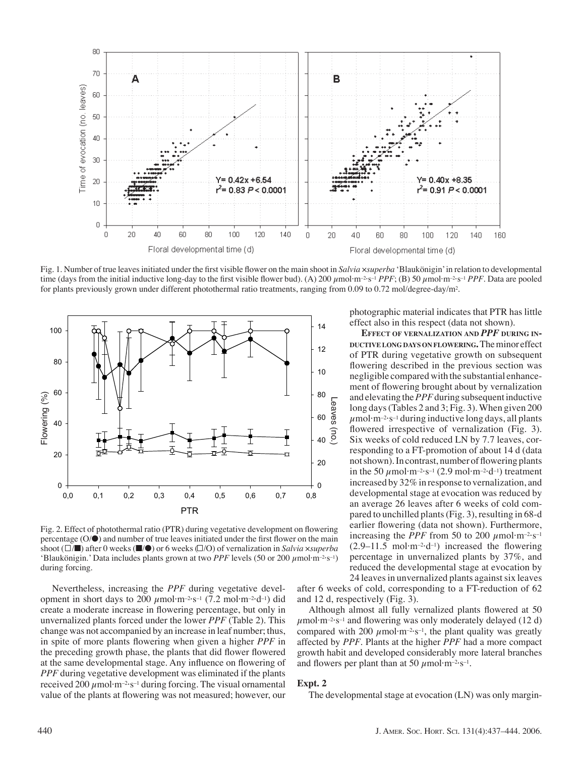Fig. 1. Number of true leaves initiated under the first visible flower on the main shoot in *Salvia* ×*superba* 'Blaukönigin' in relation to developmental time (days from the initial inductive long-day to the first visible flower bud). (A) 200 $\mu$mol·m$^{-2}$·s$^{-1}$ *PPF*; (B) 50 $\mu$mol·m$^{-2}$·s$^{-1}$ *PPF*. Data are pooled for plants previously grown under different photothermal ratio treatments, ranging from 0.09 to 0.72 mol/degree-day/m$^2$.

Fig. 2. Effect of photothermal ratio (PTR) during vegetative development on flowering percentage (O/●) and number of true leaves initiated under the first flower on the main shoot (□/■) after 0 weeks (■/●) or 6 weeks (□/O) of vernalization in *Salvia* ×*superba* 'Blaukönigin.' Data includes plants grown at two *PPF* levels (50 or 200 $\mu$mol·m$^{-2}$·s$^{-1}$) during forcing.

Nevertheless, increasing the *PPF* during vegetative development in short days to 200 $\mu$mol·m$^{-2}$·s$^{-1}$ (7.2 mol·m$^{-2}$·d$^{-1}$) did create a moderate increase in flowering percentage, but only in unvernalized plants forced under the lower *PPF* (Table 2). This change was not accompanied by an increase in leaf number; thus, in spite of more plants flowering when given a higher *PPF* in the preceding growth phase, the plants that did flower flowered at the same developmental stage. Any influence on flowering of *PPF* during vegetative development was eliminated if the plants received 200 $\mu$mol·m$^{-2}$·s$^{-1}$ during forcing. The visual ornamental value of the plants at flowering was not measured; however, our photographic material indicates that PTR has little effect also in this respect (data not shown).

**Effect of vernalization and *PPF* during inductive long days on flowering.** The minor effect of PTR during vegetative growth on subsequent flowering described in the previous section was negligible compared with the substantial enhancement of flowering brought about by vernalization and elevating the *PPF* during subsequent inductive long days (Tables 2 and 3; Fig. 3). When given 200 $\mu$mol·m$^{-2}$·s$^{-1}$ during inductive long days, all plants flowered irrespective of vernalization (Fig. 3). Six weeks of cold reduced LN by 7.7 leaves, corresponding to a FT-promotion of about 14 d (data not shown). In contrast, number of flowering plants in the 50 $\mu$mol·m$^{-2}$·s$^{-1}$ (2.9 mol·m$^{-2}$·d$^{-1}$) treatment increased by 32% in response to vernalization, and developmental stage at evocation was reduced by an average 26 leaves after 6 weeks of cold compared to unchilled plants (Fig. 3), resulting in 68-d earlier flowering (data not shown). Furthermore, increasing the *PPF* from 50 to 200 $\mu$mol·m$^{-2}$·s$^{-1}$ (2.9–11.5 mol·m$^{-2}$·d$^{-1}$) increased the flowering percentage in unvernalized plants by 37%, and reduced the developmental stage at evocation by 24 leaves in unvernalized plants against six leaves after 6 weeks of cold, corresponding to a FT-reduction of 62 and 12 d, respectively (Fig. 3).

Although almost all fully vernalized plants flowered at 50 $\mu$mol·m$^{-2}$·s$^{-1}$ and flowering was only moderately delayed (12 d) compared with 200 $\mu$mol·m$^{-2}$·s$^{-1}$, the plant quality was greatly affected by *PPF*. Plants at the higher *PPF* had a more compact growth habit and developed considerably more lateral branches and flowers per plant than at 50 $\mu$mol·m$^{-2}$·s$^{-1}$.

### Expt. 2

The developmental stage at evocation (LN) was only margin-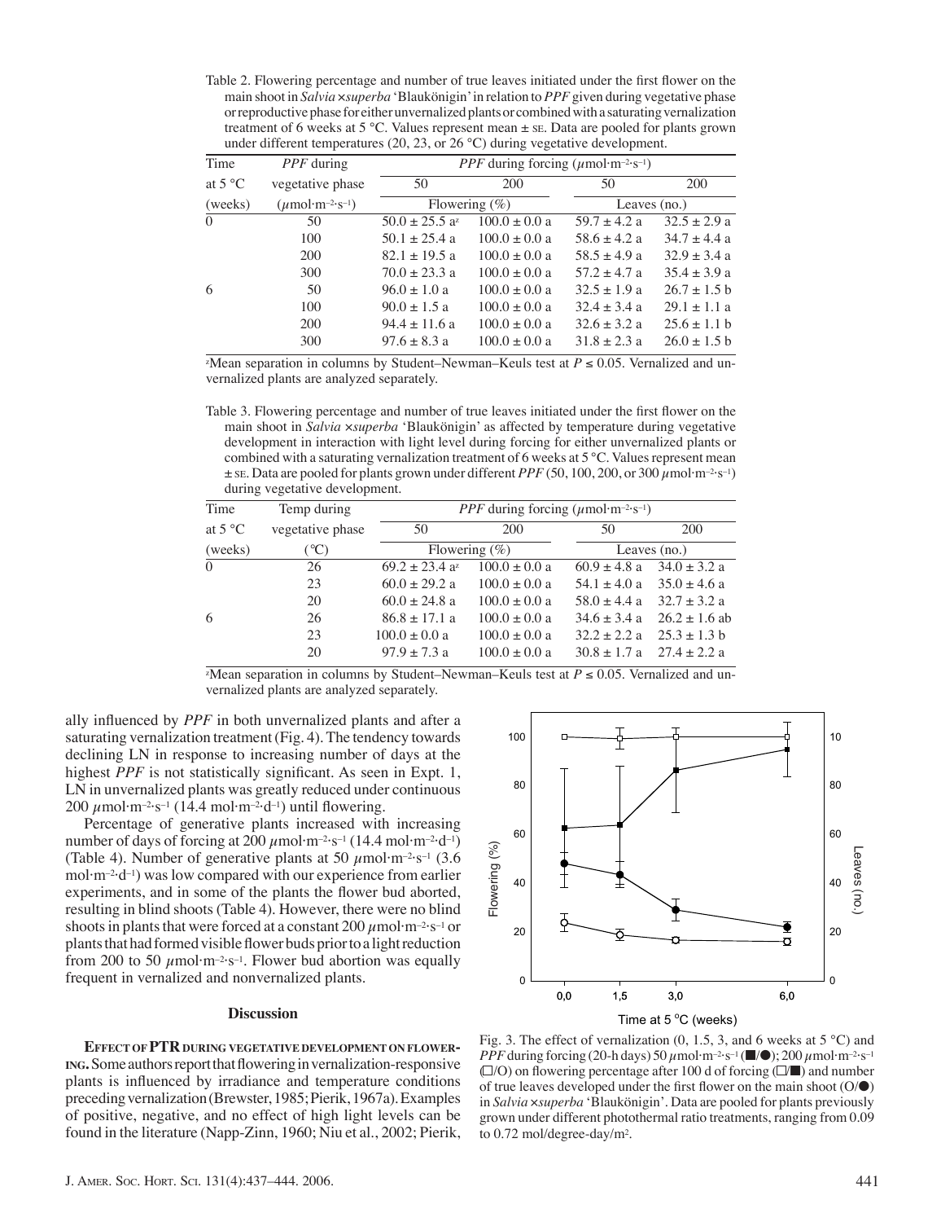Table 2. Flowering percentage and number of true leaves initiated under the first flower on the main shoot in *Salvia ×superba* 'Blaukönigin' in relation to *PPF* given during vegetative phase or reproductive phase for either unvernalized plants or combined with a saturating vernalization treatment of 6 weeks at 5 °C. Values represent mean ± SE. Data are pooled for plants grown under different temperatures (20, 23, or 26 °C) during vegetative development.

| Time at 5 °C (weeks) | *PPF* during vegetative phase ($\mu$mol·m$^{-2}$·s$^{-1}$) | *PPF* during forcing ($\mu$mol·m$^{-2}$·s$^{-1}$) 50 | 200 | 50 | 200 |
|---|---|---|---|---|---|
| | | Flowering (%) | | Leaves (no.) | |
| 0 | 50 | 50.0 ± 25.5 a[z] | 100.0 ± 0.0 a | 59.7 ± 4.2 a | 32.5 ± 2.9 a |
| | 100 | 50.1 ± 25.4 a | 100.0 ± 0.0 a | 58.6 ± 4.2 a | 34.7 ± 4.4 a |
| | 200 | 82.1 ± 19.5 a | 100.0 ± 0.0 a | 58.5 ± 4.9 a | 32.9 ± 3.4 a |
| | 300 | 70.0 ± 23.3 a | 100.0 ± 0.0 a | 57.2 ± 4.7 a | 35.4 ± 3.9 a |
| 6 | 50 | 96.0 ± 1.0 a | 100.0 ± 0.0 a | 32.5 ± 1.9 a | 26.7 ± 1.5 b |
| | 100 | 90.0 ± 1.5 a | 100.0 ± 0.0 a | 32.4 ± 3.4 a | 29.1 ± 1.1 a |
| | 200 | 94.4 ± 11.6 a | 100.0 ± 0.0 a | 32.6 ± 3.2 a | 25.6 ± 1.1 b |
| | 300 | 97.6 ± 8.3 a | 100.0 ± 0.0 a | 31.8 ± 2.3 a | 26.0 ± 1.5 b |

[z]Mean separation in columns by Student–Newman–Keuls test at $P \leq 0.05$. Vernalized and unvernalized plants are analyzed separately.

Table 3. Flowering percentage and number of true leaves initiated under the first flower on the main shoot in *Salvia ×superba* 'Blaukönigin' as affected by temperature during vegetative development in interaction with light level during forcing for either unvernalized plants or combined with a saturating vernalization treatment of 6 weeks at 5 °C. Values represent mean ± SE. Data are pooled for plants grown under different *PPF* (50, 100, 200, or 300 $\mu$mol·m$^{-2}$·s$^{-1}$) during vegetative development.

| Time at 5 °C (weeks) | Temp during vegetative phase (°C) | *PPF* during forcing ($\mu$mol·m$^{-2}$·s$^{-1}$) 50 | 200 | 50 | 200 |
|---|---|---|---|---|---|
| | | Flowering (%) | | Leaves (no.) | |
| 0 | 26 | 69.2 ± 23.4 a[z] | 100.0 ± 0.0 a | 60.9 ± 4.8 a | 34.0 ± 3.2 a |
| | 23 | 60.0 ± 29.2 a | 100.0 ± 0.0 a | 54.1 ± 4.0 a | 35.0 ± 4.6 a |
| | 20 | 60.0 ± 24.8 a | 100.0 ± 0.0 a | 58.0 ± 4.4 a | 32.7 ± 3.2 a |
| 6 | 26 | 86.8 ± 17.1 a | 100.0 ± 0.0 a | 34.6 ± 3.4 a | 26.2 ± 1.6 ab |
| | 23 | 100.0 ± 0.0 a | 100.0 ± 0.0 a | 32.2 ± 2.2 a | 25.3 ± 1.3 b |
| | 20 | 97.9 ± 7.3 a | 100.0 ± 0.0 a | 30.8 ± 1.7 a | 27.4 ± 2.2 a |

[z]Mean separation in columns by Student–Newman–Keuls test at $P \leq 0.05$. Vernalized and unvernalized plants are analyzed separately.

ally influenced by *PPF* in both unvernalized plants and after a saturating vernalization treatment (Fig. 4). The tendency towards declining LN in response to increasing number of days at the highest *PPF* is not statistically significant. As seen in Expt. 1, LN in unvernalized plants was greatly reduced under continuous 200 $\mu$mol·m$^{-2}$·s$^{-1}$ (14.4 mol·m$^{-2}$·d$^{-1}$) until flowering.

Percentage of generative plants increased with increasing number of days of forcing at 200 $\mu$mol·m$^{-2}$·s$^{-1}$ (14.4 mol·m$^{-2}$·d$^{-1}$) (Table 4). Number of generative plants at 50 $\mu$mol·m$^{-2}$·s$^{-1}$ (3.6 mol·m$^{-2}$·d$^{-1}$) was low compared with our experience from earlier experiments, and in some of the plants the flower bud aborted, resulting in blind shoots (Table 4). However, there were no blind shoots in plants that were forced at a constant 200 $\mu$mol·m$^{-2}$·s$^{-1}$ or plants that had formed visible flower buds prior to a light reduction from 200 to 50 $\mu$mol·m$^{-2}$·s$^{-1}$. Flower bud abortion was equally frequent in vernalized and nonvernalized plants.

Fig. 3. The effect of vernalization (0, 1.5, 3, and 6 weeks at 5 °C) and *PPF* during forcing (20-h days) 50 $\mu$mol·m$^{-2}$·s$^{-1}$ (■/●); 200 $\mu$mol·m$^{-2}$·s$^{-1}$ (□/O) on flowering percentage after 100 d of forcing (□/■) and number of true leaves developed under the first flower on the main shoot (O/●) in *Salvia ×superba* 'Blaukönigin'. Data are pooled for plants previously grown under different photothermal ratio treatments, ranging from 0.09 to 0.72 mol/degree-day/m$^2$.

## Discussion

**Effect of PTR during vegetative development on flowering.** Some authors report that flowering in vernalization-responsive plants is influenced by irradiance and temperature conditions preceding vernalization (Brewster, 1985; Pierik, 1967a). Examples of positive, negative, and no effect of high light levels can be found in the literature (Napp-Zinn, 1960; Niu et al., 2002; Pierik,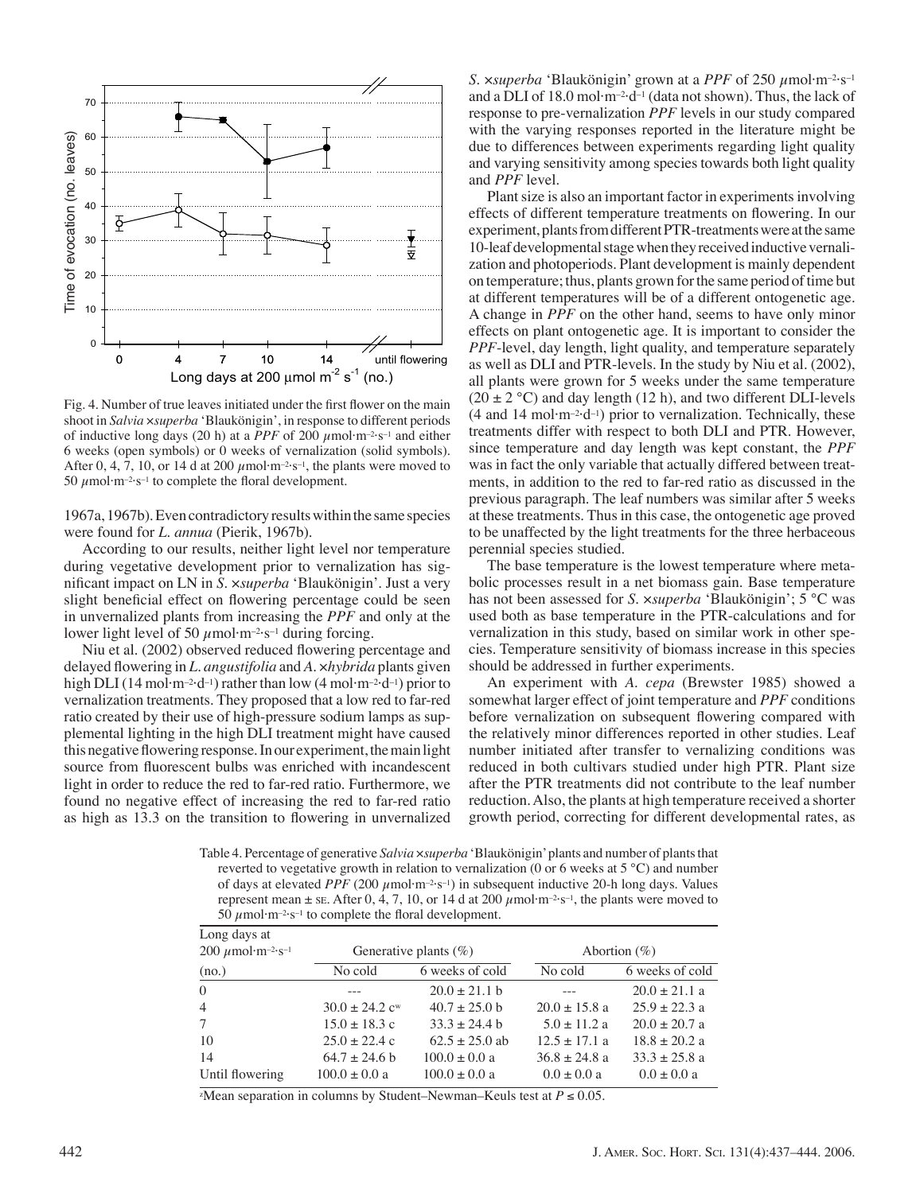Fig. 4. Number of true leaves initiated under the first flower on the main shoot in *Salvia* ×*superba* 'Blaukönigin', in response to different periods of inductive long days (20 h) at a *PPF* of 200 μmol·m⁻²·s⁻¹ and either 6 weeks (open symbols) or 0 weeks of vernalization (solid symbols). After 0, 4, 7, 10, or 14 d at 200 μmol·m⁻²·s⁻¹, the plants were moved to 50 μmol·m⁻²·s⁻¹ to complete the floral development.

1967a, 1967b). Even contradictory results within the same species were found for *L. annua* (Pierik, 1967b).

According to our results, neither light level nor temperature during vegetative development prior to vernalization has significant impact on LN in *S.* ×*superba* 'Blaukönigin'. Just a very slight beneficial effect on flowering percentage could be seen in unvernalized plants from increasing the *PPF* and only at the lower light level of 50 μmol·m⁻²·s⁻¹ during forcing.

Niu et al. (2002) observed reduced flowering percentage and delayed flowering in *L. angustifolia* and *A.* ×*hybrida* plants given high DLI (14 mol·m⁻²·d⁻¹) rather than low (4 mol·m⁻²·d⁻¹) prior to vernalization treatments. They proposed that a low red to far-red ratio created by their use of high-pressure sodium lamps as supplemental lighting in the high DLI treatment might have caused this negative flowering response. In our experiment, the main light source from fluorescent bulbs was enriched with incandescent light in order to reduce the red to far-red ratio. Furthermore, we found no negative effect of increasing the red to far-red ratio as high as 13.3 on the transition to flowering in unvernalized *S.* ×*superba* 'Blaukönigin' grown at a *PPF* of 250 μmol·m⁻²·s⁻¹ and a DLI of 18.0 mol·m⁻²·d⁻¹ (data not shown). Thus, the lack of response to pre-vernalization *PPF* levels in our study compared with the varying responses reported in the literature might be due to differences between experiments regarding light quality and varying sensitivity among species towards both light quality and *PPF* level.

Plant size is also an important factor in experiments involving effects of different temperature treatments on flowering. In our experiment, plants from different PTR-treatments were at the same 10-leaf developmental stage when they received inductive vernalization and photoperiods. Plant development is mainly dependent on temperature; thus, plants grown for the same period of time but at different temperatures will be of a different ontogenetic age. A change in *PPF* on the other hand, seems to have only minor effects on plant ontogenetic age. It is important to consider the *PPF*-level, day length, light quality, and temperature separately as well as DLI and PTR-levels. In the study by Niu et al. (2002), all plants were grown for 5 weeks under the same temperature (20 ± 2 °C) and day length (12 h), and two different DLI-levels (4 and 14 mol·m⁻²·d⁻¹) prior to vernalization. Technically, these treatments differ with respect to both DLI and PTR. However, since temperature and day length was kept constant, the *PPF* was in fact the only variable that actually differed between treatments, in addition to the red to far-red ratio as discussed in the previous paragraph. The leaf numbers was similar after 5 weeks at these treatments. Thus in this case, the ontogenetic age proved to be unaffected by the light treatments for the three herbaceous perennial species studied.

The base temperature is the lowest temperature where metabolic processes result in a net biomass gain. Base temperature has not been assessed for *S.* ×*superba* 'Blaukönigin'; 5 °C was used both as base temperature in the PTR-calculations and for vernalization in this study, based on similar work in other species. Temperature sensitivity of biomass increase in this species should be addressed in further experiments.

An experiment with *A. cepa* (Brewster 1985) showed a somewhat larger effect of joint temperature and *PPF* conditions before vernalization on subsequent flowering compared with the relatively minor differences reported in other studies. Leaf number initiated after transfer to vernalizing conditions was reduced in both cultivars studied under high PTR. Plant size after the PTR treatments did not contribute to the leaf number reduction. Also, the plants at high temperature received a shorter growth period, correcting for different developmental rates, as

Table 4. Percentage of generative *Salvia* ×*superba* 'Blaukönigin' plants and number of plants that reverted to vegetative growth in relation to vernalization (0 or 6 weeks at 5 °C) and number of days at elevated *PPF* (200 μmol·m⁻²·s⁻¹) in subsequent inductive 20-h long days. Values represent mean ± SE. After 0, 4, 7, 10, or 14 d at 200 μmol·m⁻²·s⁻¹, the plants were moved to 50 μmol·m⁻²·s⁻¹ to complete the floral development.

| Long days at 200 μmol·m⁻²·s⁻¹ | Generative plants (%) | | Abortion (%) | |
|---|---|---|---|---|
| (no.) | No cold | 6 weeks of cold | No cold | 6 weeks of cold |
| 0 | --- | 20.0 ± 21.1 b | --- | 20.0 ± 21.1 a |
| 4 | 30.0 ± 24.2 c[w] | 40.7 ± 25.0 b | 20.0 ± 15.8 a | 25.9 ± 22.3 a |
| 7 | 15.0 ± 18.3 c | 33.3 ± 24.4 b | 5.0 ± 11.2 a | 20.0 ± 20.7 a |
| 10 | 25.0 ± 22.4 c | 62.5 ± 25.0 ab | 12.5 ± 17.1 a | 18.8 ± 20.2 a |
| 14 | 64.7 ± 24.6 b | 100.0 ± 0.0 a | 36.8 ± 24.8 a | 33.3 ± 25.8 a |
| Until flowering | 100.0 ± 0.0 a | 100.0 ± 0.0 a | 0.0 ± 0.0 a | 0.0 ± 0.0 a |

[z]Mean separation in columns by Student–Newman–Keuls test at $P \leq 0.05$.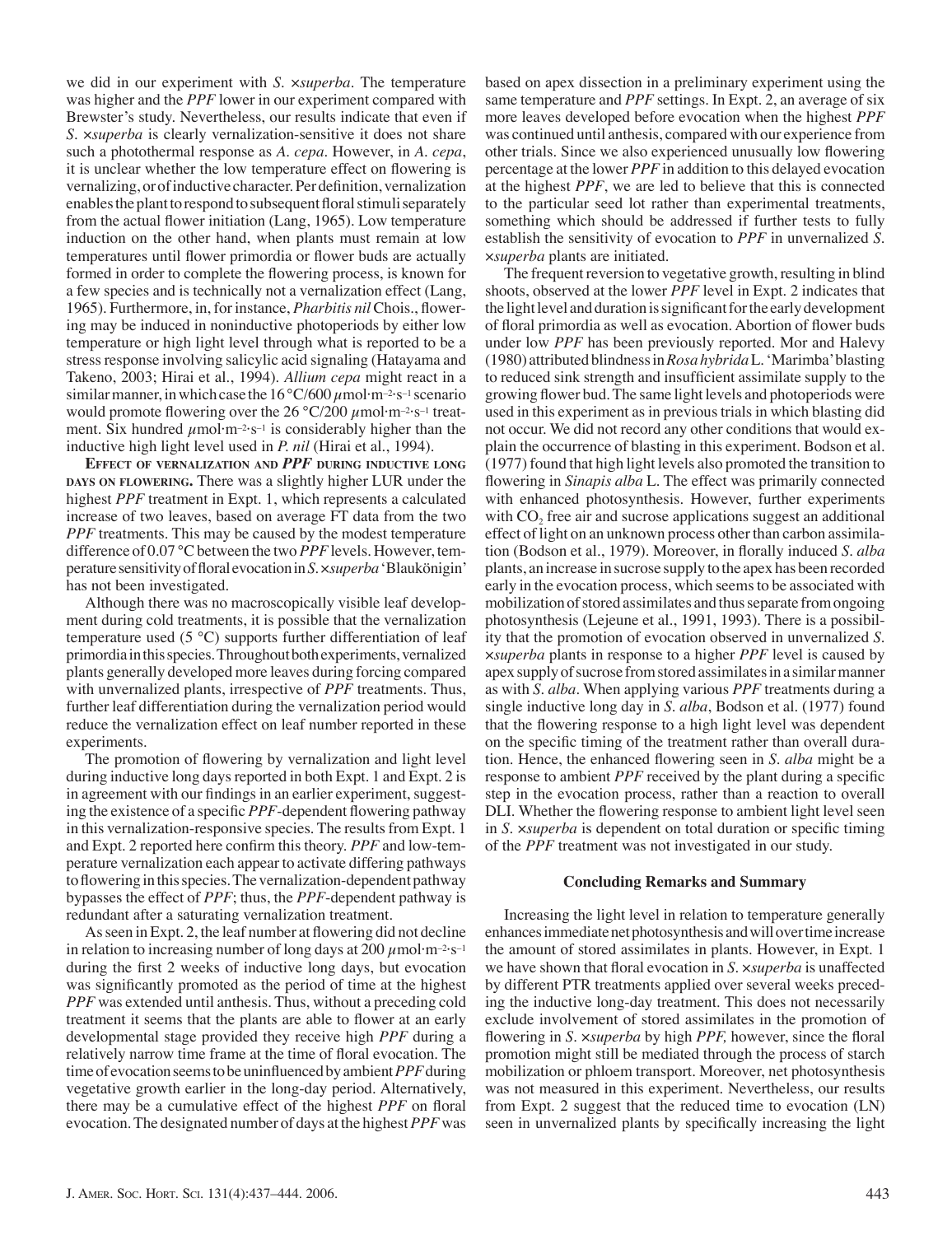we did in our experiment with *S.* ×*superba*. The temperature was higher and the *PPF* lower in our experiment compared with Brewster's study. Nevertheless, our results indicate that even if *S.* ×*superba* is clearly vernalization-sensitive it does not share such a photothermal response as *A. cepa*. However, in *A. cepa*, it is unclear whether the low temperature effect on flowering is vernalizing, or of inductive character. Per definition, vernalization enables the plant to respond to subsequent floral stimuli separately from the actual flower initiation (Lang, 1965). Low temperature induction on the other hand, when plants must remain at low temperatures until flower primordia or flower buds are actually formed in order to complete the flowering process, is known for a few species and is technically not a vernalization effect (Lang, 1965). Furthermore, in, for instance, *Pharbitis nil* Chois., flowering may be induced in noninductive photoperiods by either low temperature or high light level through what is reported to be a stress response involving salicylic acid signaling (Hatayama and Takeno, 2003; Hirai et al., 1994). *Allium cepa* might react in a similar manner, in which case the 16 °C/600 $\mu$mol·m$^{-2}$·s$^{-1}$ scenario would promote flowering over the 26 °C/200 $\mu$mol·m$^{-2}$·s$^{-1}$ treatment. Six hundred $\mu$mol·m$^{-2}$·s$^{-1}$ is considerably higher than the inductive high light level used in *P. nil* (Hirai et al., 1994).

**Effect of vernalization and *PPF* during inductive long days on flowering.** There was a slightly higher LUR under the highest *PPF* treatment in Expt. 1, which represents a calculated increase of two leaves, based on average FT data from the two *PPF* treatments. This may be caused by the modest temperature difference of 0.07 °C between the two *PPF* levels. However, temperature sensitivity of floral evocation in *S.* ×*superba* 'Blaukönigin' has not been investigated.

Although there was no macroscopically visible leaf development during cold treatments, it is possible that the vernalization temperature used (5 °C) supports further differentiation of leaf primordia in this species. Throughout both experiments, vernalized plants generally developed more leaves during forcing compared with unvernalized plants, irrespective of *PPF* treatments. Thus, further leaf differentiation during the vernalization period would reduce the vernalization effect on leaf number reported in these experiments.

The promotion of flowering by vernalization and light level during inductive long days reported in both Expt. 1 and Expt. 2 is in agreement with our findings in an earlier experiment, suggesting the existence of a specific *PPF*-dependent flowering pathway in this vernalization-responsive species. The results from Expt. 1 and Expt. 2 reported here confirm this theory. *PPF* and low-temperature vernalization each appear to activate differing pathways to flowering in this species. The vernalization-dependent pathway bypasses the effect of *PPF*; thus, the *PPF*-dependent pathway is redundant after a saturating vernalization treatment.

As seen in Expt. 2, the leaf number at flowering did not decline in relation to increasing number of long days at 200 $\mu$mol·m$^{-2}$·s$^{-1}$ during the first 2 weeks of inductive long days, but evocation was significantly promoted as the period of time at the highest *PPF* was extended until anthesis. Thus, without a preceding cold treatment it seems that the plants are able to flower at an early developmental stage provided they receive high *PPF* during a relatively narrow time frame at the time of floral evocation. The time of evocation seems to be uninfluenced by ambient *PPF* during vegetative growth earlier in the long-day period. Alternatively, there may be a cumulative effect of the highest *PPF* on floral evocation. The designated number of days at the highest *PPF* was based on apex dissection in a preliminary experiment using the same temperature and *PPF* settings. In Expt. 2, an average of six more leaves developed before evocation when the highest *PPF* was continued until anthesis, compared with our experience from other trials. Since we also experienced unusually low flowering percentage at the lower *PPF* in addition to this delayed evocation at the highest *PPF*, we are led to believe that this is connected to the particular seed lot rather than experimental treatments, something which should be addressed if further tests to fully establish the sensitivity of evocation to *PPF* in unvernalized *S.* ×*superba* plants are initiated.

The frequent reversion to vegetative growth, resulting in blind shoots, observed at the lower *PPF* level in Expt. 2 indicates that the light level and duration is significant for the early development of floral primordia as well as evocation. Abortion of flower buds under low *PPF* has been previously reported. Mor and Halevy (1980) attributed blindness in *Rosa hybrida* L. 'Marimba' blasting to reduced sink strength and insufficient assimilate supply to the growing flower bud. The same light levels and photoperiods were used in this experiment as in previous trials in which blasting did not occur. We did not record any other conditions that would explain the occurrence of blasting in this experiment. Bodson et al. (1977) found that high light levels also promoted the transition to flowering in *Sinapis alba* L. The effect was primarily connected with enhanced photosynthesis. However, further experiments with $CO_2$ free air and sucrose applications suggest an additional effect of light on an unknown process other than carbon assimilation (Bodson et al., 1979). Moreover, in florally induced *S. alba* plants, an increase in sucrose supply to the apex has been recorded early in the evocation process, which seems to be associated with mobilization of stored assimilates and thus separate from ongoing photosynthesis (Lejeune et al., 1991, 1993). There is a possibility that the promotion of evocation observed in unvernalized *S.* ×*superba* plants in response to a higher *PPF* level is caused by apex supply of sucrose from stored assimilates in a similar manner as with *S. alba*. When applying various *PPF* treatments during a single inductive long day in *S. alba*, Bodson et al. (1977) found that the flowering response to a high light level was dependent on the specific timing of the treatment rather than overall duration. Hence, the enhanced flowering seen in *S. alba* might be a response to ambient *PPF* received by the plant during a specific step in the evocation process, rather than a reaction to overall DLI. Whether the flowering response to ambient light level seen in *S.* ×*superba* is dependent on total duration or specific timing of the *PPF* treatment was not investigated in our study.

## Concluding Remarks and Summary

Increasing the light level in relation to temperature generally enhances immediate net photosynthesis and will over time increase the amount of stored assimilates in plants. However, in Expt. 1 we have shown that floral evocation in *S.* ×*superba* is unaffected by different PTR treatments applied over several weeks preceding the inductive long-day treatment. This does not necessarily exclude involvement of stored assimilates in the promotion of flowering in *S.* ×*superba* by high *PPF,* however, since the floral promotion might still be mediated through the process of starch mobilization or phloem transport. Moreover, net photosynthesis was not measured in this experiment. Nevertheless, our results from Expt. 2 suggest that the reduced time to evocation (LN) seen in unvernalized plants by specifically increasing the light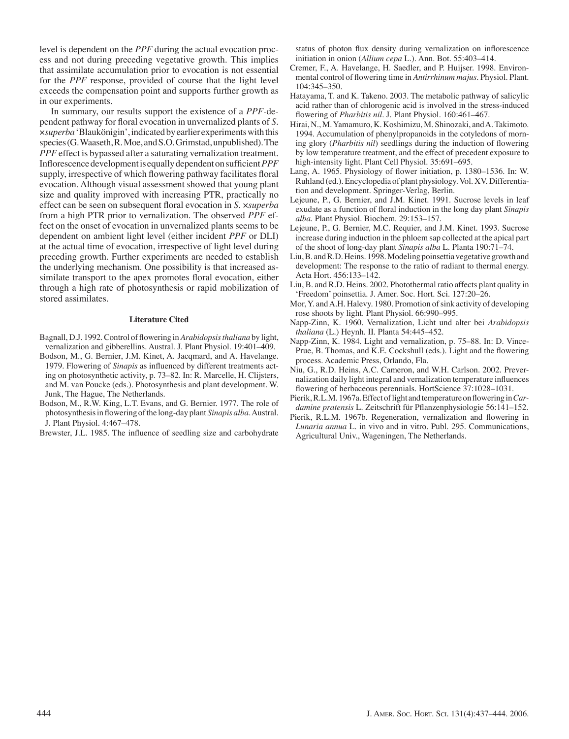level is dependent on the *PPF* during the actual evocation process and not during preceding vegetative growth. This implies that assimilate accumulation prior to evocation is not essential for the *PPF* response, provided of course that the light level exceeds the compensation point and supports further growth as in our experiments.

In summary, our results support the existence of a *PPF*-dependent pathway for floral evocation in unvernalized plants of *S.* ×*superba* 'Blaukönigin', indicated by earlier experiments with this species (G. Waaseth, R. Moe, and S.O. Grimstad, unpublished). The *PPF* effect is bypassed after a saturating vernalization treatment. Inflorescence development is equally dependent on sufficient *PPF* supply, irrespective of which flowering pathway facilitates floral evocation. Although visual assessment showed that young plant size and quality improved with increasing PTR, practically no effect can be seen on subsequent floral evocation in *S.* ×*superba* from a high PTR prior to vernalization. The observed *PPF* effect on the onset of evocation in unvernalized plants seems to be dependent on ambient light level (either incident *PPF* or DLI) at the actual time of evocation, irrespective of light level during preceding growth. Further experiments are needed to establish the underlying mechanism. One possibility is that increased assimilate transport to the apex promotes floral evocation, either through a high rate of photosynthesis or rapid mobilization of stored assimilates.

### Literature Cited

Bagnall, D.J. 1992. Control of flowering in *Arabidopsis thaliana* by light, vernalization and gibberellins. Austral. J. Plant Physiol. 19:401–409.

Bodson, M., G. Bernier, J.M. Kinet, A. Jacqmard, and A. Havelange. 1979. Flowering of *Sinapis* as influenced by different treatments acting on photosynthetic activity, p. 73–82. In: R. Marcelle, H. Clijsters, and M. van Poucke (eds.). Photosynthesis and plant development. W. Junk, The Hague, The Netherlands.

Bodson, M., R.W. King, L.T. Evans, and G. Bernier. 1977. The role of photosynthesis in flowering of the long-day plant *Sinapis alba*. Austral. J. Plant Physiol. 4:467–478.

Brewster, J.L. 1985. The influence of seedling size and carbohydrate status of photon flux density during vernalization on inflorescence initiation in onion (*Allium cepa* L.). Ann. Bot. 55:403–414.

Cremer, F., A. Havelange, H. Saedler, and P. Huijser. 1998. Environmental control of flowering time in *Antirrhinum majus*. Physiol. Plant. 104:345–350.

Hatayama, T. and K. Takeno. 2003. The metabolic pathway of salicylic acid rather than of chlorogenic acid is involved in the stress-induced flowering of *Pharbitis nil*. J. Plant Physiol. 160:461–467.

Hirai, N., M. Yamamuro, K. Koshimizu, M. Shinozaki, and A. Takimoto. 1994. Accumulation of phenylpropanoids in the cotyledons of morning glory (*Pharbitis nil*) seedlings during the induction of flowering by low temperature treatment, and the effect of precedent exposure to high-intensity light. Plant Cell Physiol. 35:691–695.

Lang, A. 1965. Physiology of flower initiation, p. 1380–1536. In: W. Ruhland (ed.). Encyclopedia of plant physiology. Vol. XV. Differentiation and development. Springer-Verlag, Berlin.

Lejeune, P., G. Bernier, and J.M. Kinet. 1991. Sucrose levels in leaf exudate as a function of floral induction in the long day plant *Sinapis alba*. Plant Physiol. Biochem. 29:153–157.

Lejeune, P., G. Bernier, M.C. Requier, and J.M. Kinet. 1993. Sucrose increase during induction in the phloem sap collected at the apical part of the shoot of long-day plant *Sinapis alba* L. Planta 190:71–74.

Liu, B. and R.D. Heins. 1998. Modeling poinsettia vegetative growth and development: The response to the ratio of radiant to thermal energy. Acta Hort. 456:133–142.

Liu, B. and R.D. Heins. 2002. Photothermal ratio affects plant quality in 'Freedom' poinsettia. J. Amer. Soc. Hort. Sci. 127:20–26.

Mor, Y. and A.H. Halevy. 1980. Promotion of sink activity of developing rose shoots by light. Plant Physiol. 66:990–995.

Napp-Zinn, K. 1960. Vernalization, Licht und alter bei *Arabidopsis thaliana* (L.) Heynh. II. Planta 54:445–452.

Napp-Zinn, K. 1984. Light and vernalization, p. 75–88. In: D. Vince-Prue, B. Thomas, and K.E. Cockshull (eds.). Light and the flowering process. Academic Press, Orlando, Fla.

Niu, G., R.D. Heins, A.C. Cameron, and W.H. Carlson. 2002. Prevernalization daily light integral and vernalization temperature influences flowering of herbaceous perennials. HortScience 37:1028–1031.

Pierik, R.L.M. 1967a. Effect of light and temperature on flowering in *Cardamine pratensis* L. Zeitschrift für Pflanzenphysiologie 56:141–152.

Pierik, R.L.M. 1967b. Regeneration, vernalization and flowering in *Lunaria annua* L. in vivo and in vitro. Publ. 295. Communications, Agricultural Univ., Wageningen, The Netherlands.